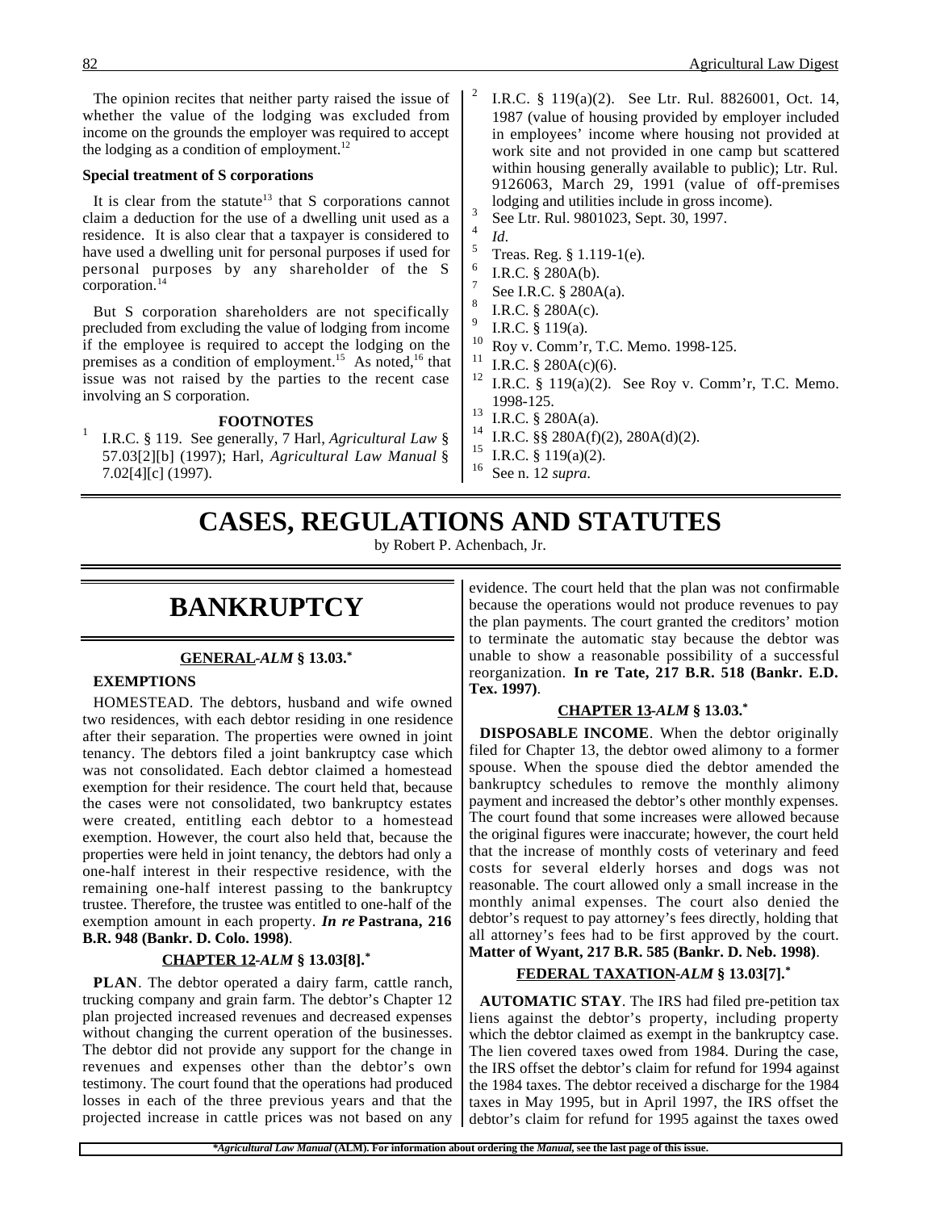The opinion recites that neither party raised the issue of whether the value of the lodging was excluded from income on the grounds the employer was required to accept the lodging as a condition of employment.[12]

**Special treatment of S corporations**

It is clear from the statute[13] that S corporations cannot claim a deduction for the use of a dwelling unit used as a residence. It is also clear that a taxpayer is considered to have used a dwelling unit for personal purposes if used for personal purposes by any shareholder of the S corporation.[14]

But S corporation shareholders are not specifically precluded from excluding the value of lodging from income if the employee is required to accept the lodging on the premises as a condition of employment.[15] As noted,[16] that issue was not raised by the parties to the recent case involving an S corporation.

**FOOTNOTES**

1. I.R.C. § 119. See generally, 7 Harl, *Agricultural Law* § 57.03[2][b] (1997); Harl, *Agricultural Law Manual* § 7.02[4][c] (1997).
2. I.R.C. § 119(a)(2). See Ltr. Rul. 8826001, Oct. 14, 1987 (value of housing provided by employer included in employees' income where housing not provided at work site and not provided in one camp but scattered within housing generally available to public); Ltr. Rul. 9126063, March 29, 1991 (value of off-premises lodging and utilities include in gross income).
3. See Ltr. Rul. 9801023, Sept. 30, 1997.
4. *Id*.
5. Treas. Reg. § 1.119-1(e).
6. I.R.C. § 280A(b).
7. See I.R.C. § 280A(a).
8. I.R.C. § 280A(c).
9. I.R.C. § 119(a).
10. Roy v. Comm'r, T.C. Memo. 1998-125.
11. I.R.C. § 280A(c)(6).
12. I.R.C. § 119(a)(2). See Roy v. Comm'r, T.C. Memo. 1998-125.
13. I.R.C. § 280A(a).
14. I.R.C. §§ 280A(f)(2), 280A(d)(2).
15. I.R.C. § 119(a)(2).
16. See n. 12 *supra.*

# CASES, REGULATIONS AND STATUTES

by Robert P. Achenbach, Jr.

## BANKRUPTCY

### GENERAL -*ALM* § 13.03.*

**EXEMPTIONS**

HOMESTEAD. The debtors, husband and wife owned two residences, with each debtor residing in one residence after their separation. The properties were owned in joint tenancy. The debtors filed a joint bankruptcy case which was not consolidated. Each debtor claimed a homestead exemption for their residence. The court held that, because the cases were not consolidated, two bankruptcy estates were created, entitling each debtor to a homestead exemption. However, the court also held that, because the properties were held in joint tenancy, the debtors had only a one-half interest in their respective residence, with the remaining one-half interest passing to the bankruptcy trustee. Therefore, the trustee was entitled to one-half of the exemption amount in each property. ***In re* Pastrana, 216 B.R. 948 (Bankr. D. Colo. 1998)**.

### CHAPTER 12 -*ALM* § 13.03[8].*

**PLAN**. The debtor operated a dairy farm, cattle ranch, trucking company and grain farm. The debtor's Chapter 12 plan projected increased revenues and decreased expenses without changing the current operation of the businesses. The debtor did not provide any support for the change in revenues and expenses other than the debtor's own testimony. The court found that the operations had produced losses in each of the three previous years and that the projected increase in cattle prices was not based on any evidence. The court held that the plan was not confirmable because the operations would not produce revenues to pay the plan payments. The court granted the creditors' motion to terminate the automatic stay because the debtor was unable to show a reasonable possibility of a successful reorganization. **In re Tate, 217 B.R. 518 (Bankr. E.D. Tex. 1997)**.

### CHAPTER 13 -*ALM* § 13.03.*

**DISPOSABLE INCOME**. When the debtor originally filed for Chapter 13, the debtor owed alimony to a former spouse. When the spouse died the debtor amended the bankruptcy schedules to remove the monthly alimony payment and increased the debtor's other monthly expenses. The court found that some increases were allowed because the original figures were inaccurate; however, the court held that the increase of monthly costs of veterinary and feed costs for several elderly horses and dogs was not reasonable. The court allowed only a small increase in the monthly animal expenses. The court also denied the debtor's request to pay attorney's fees directly, holding that all attorney's fees had to be first approved by the court. **Matter of Wyant, 217 B.R. 585 (Bankr. D. Neb. 1998)**.

### FEDERAL TAXATION -*ALM* § 13.03[7].*

**AUTOMATIC STAY**. The IRS had filed pre-petition tax liens against the debtor's property, including property which the debtor claimed as exempt in the bankruptcy case. The lien covered taxes owed from 1984. During the case, the IRS offset the debtor's claim for refund for 1994 against the 1984 taxes. The debtor received a discharge for the 1984 taxes in May 1995, but in April 1997, the IRS offset the debtor's claim for refund for 1995 against the taxes owed

**Agricultural Law Manual* (ALM). For information about ordering the *Manual*, see the last page of this issue.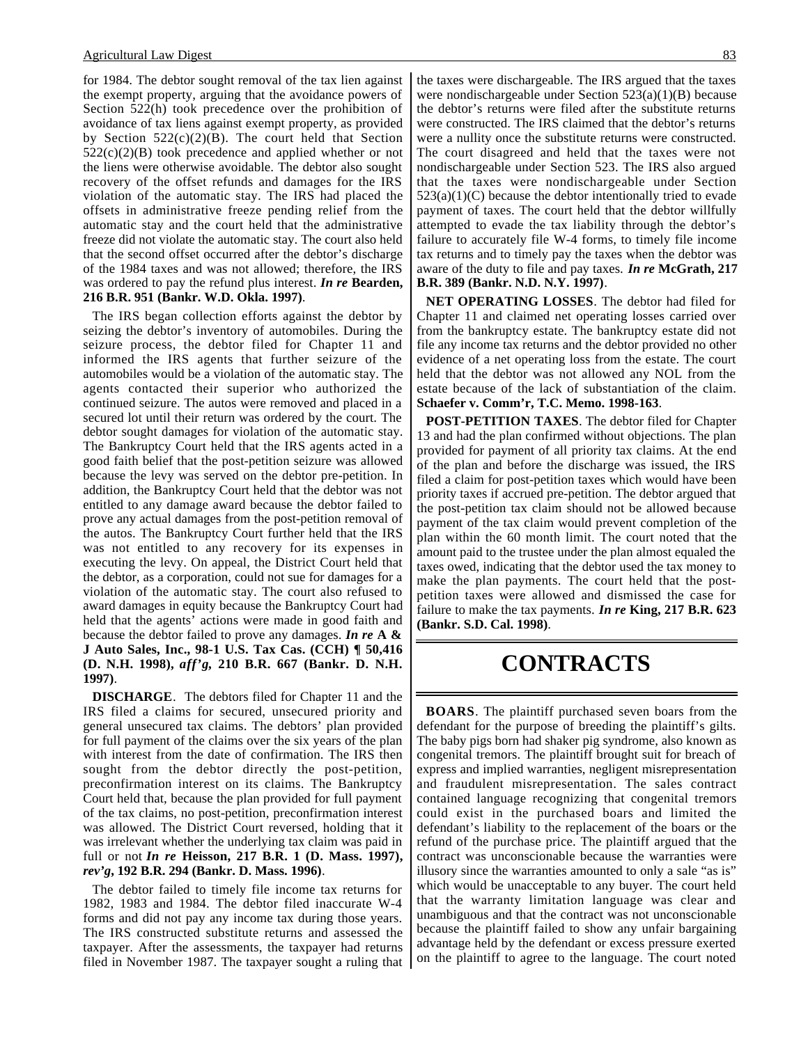for 1984. The debtor sought removal of the tax lien against the exempt property, arguing that the avoidance powers of Section 522(h) took precedence over the prohibition of avoidance of tax liens against exempt property, as provided by Section 522(c)(2)(B). The court held that Section 522(c)(2)(B) took precedence and applied whether or not the liens were otherwise avoidable. The debtor also sought recovery of the offset refunds and damages for the IRS violation of the automatic stay. The IRS had placed the offsets in administrative freeze pending relief from the automatic stay and the court held that the administrative freeze did not violate the automatic stay. The court also held that the second offset occurred after the debtor's discharge of the 1984 taxes and was not allowed; therefore, the IRS was ordered to pay the refund plus interest. ***In re* Bearden, 216 B.R. 951 (Bankr. W.D. Okla. 1997)**.

The IRS began collection efforts against the debtor by seizing the debtor's inventory of automobiles. During the seizure process, the debtor filed for Chapter 11 and informed the IRS agents that further seizure of the automobiles would be a violation of the automatic stay. The agents contacted their superior who authorized the continued seizure. The autos were removed and placed in a secured lot until their return was ordered by the court. The debtor sought damages for violation of the automatic stay. The Bankruptcy Court held that the IRS agents acted in a good faith belief that the post-petition seizure was allowed because the levy was served on the debtor pre-petition. In addition, the Bankruptcy Court held that the debtor was not entitled to any damage award because the debtor failed to prove any actual damages from the post-petition removal of the autos. The Bankruptcy Court further held that the IRS was not entitled to any recovery for its expenses in executing the levy. On appeal, the District Court held that the debtor, as a corporation, could not sue for damages for a violation of the automatic stay. The court also refused to award damages in equity because the Bankruptcy Court had held that the agents' actions were made in good faith and because the debtor failed to prove any damages. ***In re* A & J Auto Sales, Inc., 98-1 U.S. Tax Cas. (CCH) ¶ 50,416 (D. N.H. 1998), *aff'g*, 210 B.R. 667 (Bankr. D. N.H. 1997)**.

**DISCHARGE**. The debtors filed for Chapter 11 and the IRS filed a claims for secured, unsecured priority and general unsecured tax claims. The debtors' plan provided for full payment of the claims over the six years of the plan with interest from the date of confirmation. The IRS then sought from the debtor directly the post-petition, preconfirmation interest on its claims. The Bankruptcy Court held that, because the plan provided for full payment of the tax claims, no post-petition, preconfirmation interest was allowed. The District Court reversed, holding that it was irrelevant whether the underlying tax claim was paid in full or not ***In re* Heisson, 217 B.R. 1 (D. Mass. 1997), *rev'g*, 192 B.R. 294 (Bankr. D. Mass. 1996)**.

The debtor failed to timely file income tax returns for 1982, 1983 and 1984. The debtor filed inaccurate W-4 forms and did not pay any income tax during those years. The IRS constructed substitute returns and assessed the taxpayer. After the assessments, the taxpayer had returns filed in November 1987. The taxpayer sought a ruling that the taxes were dischargeable. The IRS argued that the taxes were nondischargeable under Section 523(a)(1)(B) because the debtor's returns were filed after the substitute returns were constructed. The IRS claimed that the debtor's returns were a nullity once the substitute returns were constructed. The court disagreed and held that the taxes were not nondischargeable under Section 523. The IRS also argued that the taxes were nondischargeable under Section 523(a)(1)(C) because the debtor intentionally tried to evade payment of taxes. The court held that the debtor willfully attempted to evade the tax liability through the debtor's failure to accurately file W-4 forms, to timely file income tax returns and to timely pay the taxes when the debtor was aware of the duty to file and pay taxes. ***In re* McGrath, 217 B.R. 389 (Bankr. N.D. N.Y. 1997)**.

**NET OPERATING LOSSES**. The debtor had filed for Chapter 11 and claimed net operating losses carried over from the bankruptcy estate. The bankruptcy estate did not file any income tax returns and the debtor provided no other evidence of a net operating loss from the estate. The court held that the debtor was not allowed any NOL from the estate because of the lack of substantiation of the claim. **Schaefer v. Comm'r, T.C. Memo. 1998-163**.

**POST-PETITION TAXES**. The debtor filed for Chapter 13 and had the plan confirmed without objections. The plan provided for payment of all priority tax claims. At the end of the plan and before the discharge was issued, the IRS filed a claim for post-petition taxes which would have been priority taxes if accrued pre-petition. The debtor argued that the post-petition tax claim should not be allowed because payment of the tax claim would prevent completion of the plan within the 60 month limit. The court noted that the amount paid to the trustee under the plan almost equaled the taxes owed, indicating that the debtor used the tax money to make the plan payments. The court held that the post-petition taxes were allowed and dismissed the case for failure to make the tax payments. ***In re* King, 217 B.R. 623 (Bankr. S.D. Cal. 1998)**.

# CONTRACTS

**BOARS**. The plaintiff purchased seven boars from the defendant for the purpose of breeding the plaintiff's gilts. The baby pigs born had shaker pig syndrome, also known as congenital tremors. The plaintiff brought suit for breach of express and implied warranties, negligent misrepresentation and fraudulent misrepresentation. The sales contract contained language recognizing that congenital tremors could exist in the purchased boars and limited the defendant's liability to the replacement of the boars or the refund of the purchase price. The plaintiff argued that the contract was unconscionable because the warranties were illusory since the warranties amounted to only a sale "as is" which would be unacceptable to any buyer. The court held that the warranty limitation language was clear and unambiguous and that the contract was not unconscionable because the plaintiff failed to show any unfair bargaining advantage held by the defendant or excess pressure exerted on the plaintiff to agree to the language. The court noted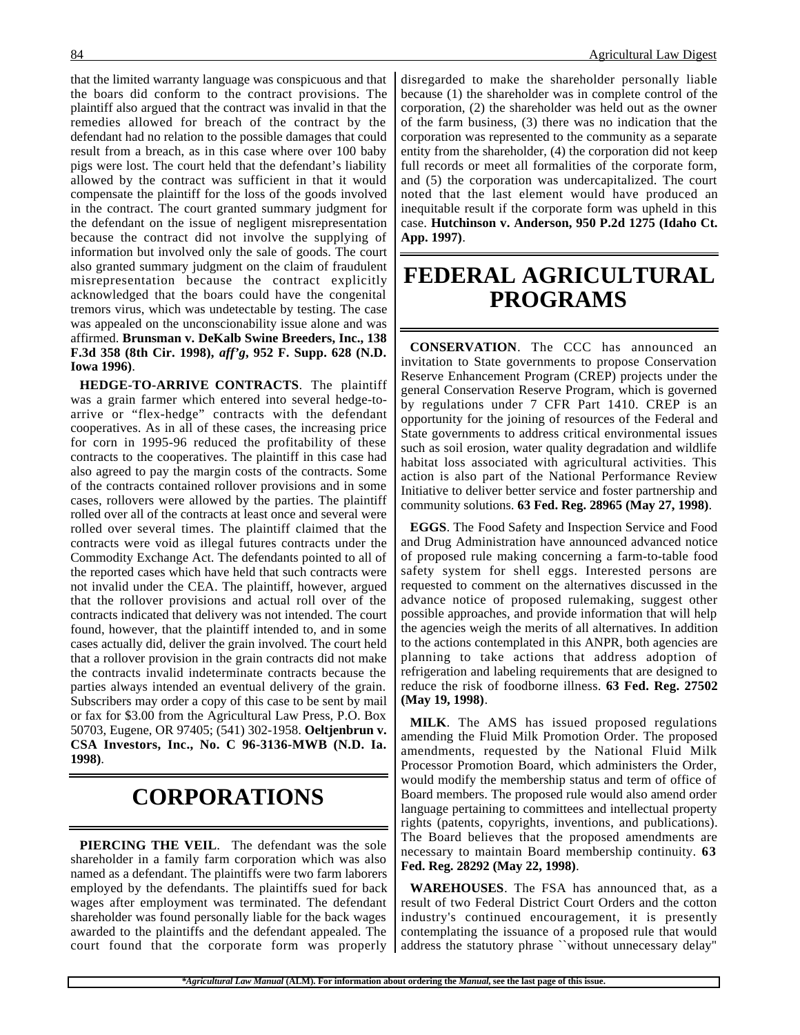that the limited warranty language was conspicuous and that the boars did conform to the contract provisions. The plaintiff also argued that the contract was invalid in that the remedies allowed for breach of the contract by the defendant had no relation to the possible damages that could result from a breach, as in this case where over 100 baby pigs were lost. The court held that the defendant's liability allowed by the contract was sufficient in that it would compensate the plaintiff for the loss of the goods involved in the contract. The court granted summary judgment for the defendant on the issue of negligent misrepresentation because the contract did not involve the supplying of information but involved only the sale of goods. The court also granted summary judgment on the claim of fraudulent misrepresentation because the contract explicitly acknowledged that the boars could have the congenital tremors virus, which was undetectable by testing. The case was appealed on the unconscionability issue alone and was affirmed. **Brunsman v. DeKalb Swine Breeders, Inc., 138 F.3d 358 (8th Cir. 1998),** ***aff'g*****, 952 F. Supp. 628 (N.D. Iowa 1996)**.

**HEDGE-TO-ARRIVE CONTRACTS**. The plaintiff was a grain farmer which entered into several hedge-to-arrive or "flex-hedge" contracts with the defendant cooperatives. As in all of these cases, the increasing price for corn in 1995-96 reduced the profitability of these contracts to the cooperatives. The plaintiff in this case had also agreed to pay the margin costs of the contracts. Some of the contracts contained rollover provisions and in some cases, rollovers were allowed by the parties. The plaintiff rolled over all of the contracts at least once and several were rolled over several times. The plaintiff claimed that the contracts were void as illegal futures contracts under the Commodity Exchange Act. The defendants pointed to all of the reported cases which have held that such contracts were not invalid under the CEA. The plaintiff, however, argued that the rollover provisions and actual roll over of the contracts indicated that delivery was not intended. The court found, however, that the plaintiff intended to, and in some cases actually did, deliver the grain involved. The court held that a rollover provision in the grain contracts did not make the contracts invalid indeterminate contracts because the parties always intended an eventual delivery of the grain. Subscribers may order a copy of this case to be sent by mail or fax for $3.00 from the Agricultural Law Press, P.O. Box 50703, Eugene, OR 97405; (541) 302-1958. **Oeltjenbrun v. CSA Investors, Inc., No. C 96-3136-MWB (N.D. Ia. 1998)**.

# CORPORATIONS

**PIERCING THE VEIL**. The defendant was the sole shareholder in a family farm corporation which was also named as a defendant. The plaintiffs were two farm laborers employed by the defendants. The plaintiffs sued for back wages after employment was terminated. The defendant shareholder was found personally liable for the back wages awarded to the plaintiffs and the defendant appealed. The court found that the corporate form was properly disregarded to make the shareholder personally liable because (1) the shareholder was in complete control of the corporation, (2) the shareholder was held out as the owner of the farm business, (3) there was no indication that the corporation was represented to the community as a separate entity from the shareholder, (4) the corporation did not keep full records or meet all formalities of the corporate form, and (5) the corporation was undercapitalized. The court noted that the last element would have produced an inequitable result if the corporate form was upheld in this case. **Hutchinson v. Anderson, 950 P.2d 1275 (Idaho Ct. App. 1997)**.

# FEDERAL AGRICULTURAL PROGRAMS

**CONSERVATION**. The CCC has announced an invitation to State governments to propose Conservation Reserve Enhancement Program (CREP) projects under the general Conservation Reserve Program, which is governed by regulations under 7 CFR Part 1410. CREP is an opportunity for the joining of resources of the Federal and State governments to address critical environmental issues such as soil erosion, water quality degradation and wildlife habitat loss associated with agricultural activities. This action is also part of the National Performance Review Initiative to deliver better service and foster partnership and community solutions. **63 Fed. Reg. 28965 (May 27, 1998)**.

**EGGS**. The Food Safety and Inspection Service and Food and Drug Administration have announced advanced notice of proposed rule making concerning a farm-to-table food safety system for shell eggs. Interested persons are requested to comment on the alternatives discussed in the advance notice of proposed rulemaking, suggest other possible approaches, and provide information that will help the agencies weigh the merits of all alternatives. In addition to the actions contemplated in this ANPR, both agencies are planning to take actions that address adoption of refrigeration and labeling requirements that are designed to reduce the risk of foodborne illness. **63 Fed. Reg. 27502 (May 19, 1998)**.

**MILK**. The AMS has issued proposed regulations amending the Fluid Milk Promotion Order. The proposed amendments, requested by the National Fluid Milk Processor Promotion Board, which administers the Order, would modify the membership status and term of office of Board members. The proposed rule would also amend order language pertaining to committees and intellectual property rights (patents, copyrights, inventions, and publications). The Board believes that the proposed amendments are necessary to maintain Board membership continuity. **63 Fed. Reg. 28292 (May 22, 1998)**.

**WAREHOUSES**. The FSA has announced that, as a result of two Federal District Court Orders and the cotton industry's continued encouragement, it is presently contemplating the issuance of a proposed rule that would address the statutory phrase ``without unnecessary delay''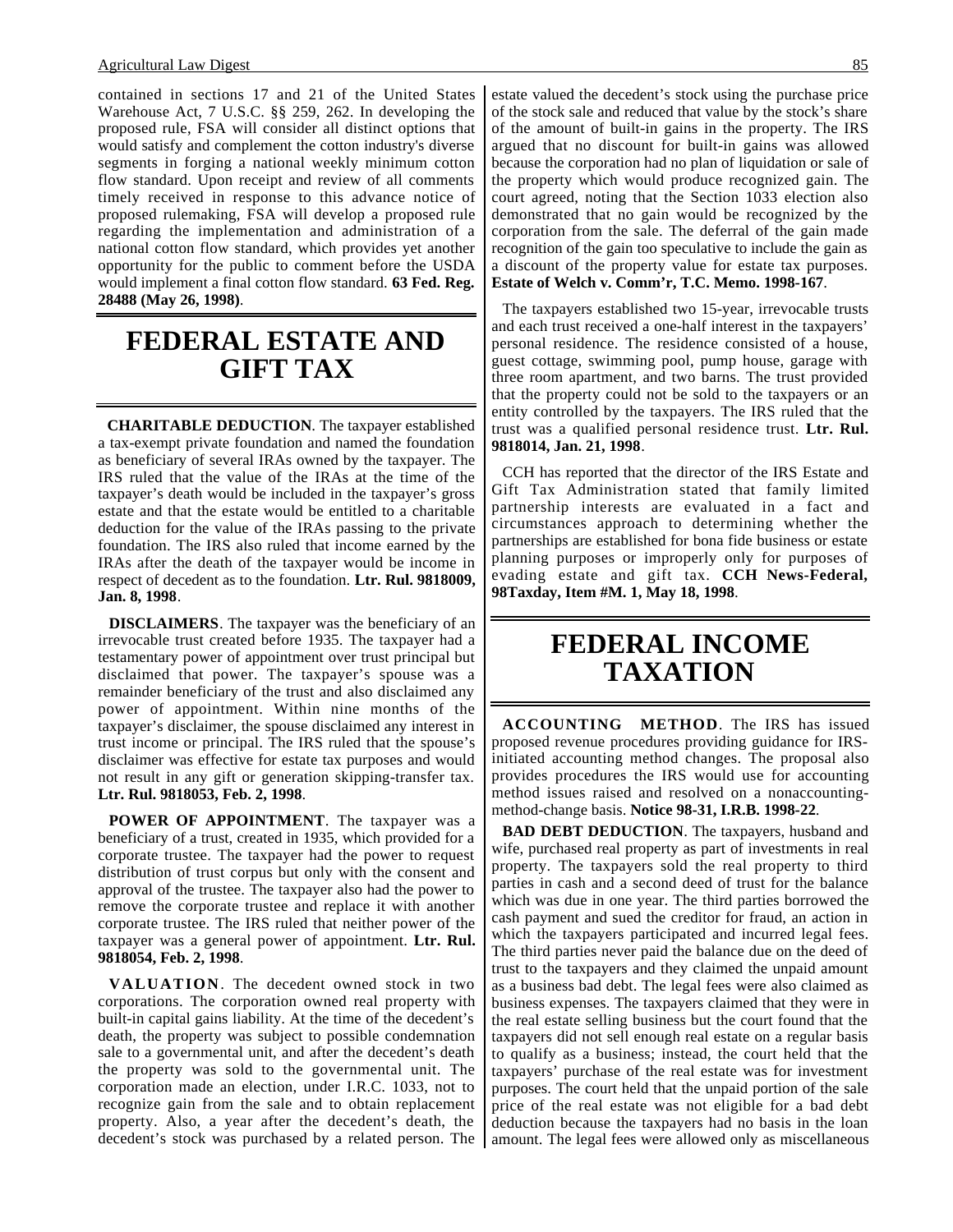contained in sections 17 and 21 of the United States Warehouse Act, 7 U.S.C. §§ 259, 262. In developing the proposed rule, FSA will consider all distinct options that would satisfy and complement the cotton industry's diverse segments in forging a national weekly minimum cotton flow standard. Upon receipt and review of all comments timely received in response to this advance notice of proposed rulemaking, FSA will develop a proposed rule regarding the implementation and administration of a national cotton flow standard, which provides yet another opportunity for the public to comment before the USDA would implement a final cotton flow standard. **63 Fed. Reg. 28488 (May 26, 1998)**.

# FEDERAL ESTATE AND GIFT TAX

**CHARITABLE DEDUCTION**. The taxpayer established a tax-exempt private foundation and named the foundation as beneficiary of several IRAs owned by the taxpayer. The IRS ruled that the value of the IRAs at the time of the taxpayer's death would be included in the taxpayer's gross estate and that the estate would be entitled to a charitable deduction for the value of the IRAs passing to the private foundation. The IRS also ruled that income earned by the IRAs after the death of the taxpayer would be income in respect of decedent as to the foundation. **Ltr. Rul. 9818009, Jan. 8, 1998**.

**DISCLAIMERS**. The taxpayer was the beneficiary of an irrevocable trust created before 1935. The taxpayer had a testamentary power of appointment over trust principal but disclaimed that power. The taxpayer's spouse was a remainder beneficiary of the trust and also disclaimed any power of appointment. Within nine months of the taxpayer's disclaimer, the spouse disclaimed any interest in trust income or principal. The IRS ruled that the spouse's disclaimer was effective for estate tax purposes and would not result in any gift or generation skipping-transfer tax. **Ltr. Rul. 9818053, Feb. 2, 1998**.

**POWER OF APPOINTMENT**. The taxpayer was a beneficiary of a trust, created in 1935, which provided for a corporate trustee. The taxpayer had the power to request distribution of trust corpus but only with the consent and approval of the trustee. The taxpayer also had the power to remove the corporate trustee and replace it with another corporate trustee. The IRS ruled that neither power of the taxpayer was a general power of appointment. **Ltr. Rul. 9818054, Feb. 2, 1998**.

**VALUATION**. The decedent owned stock in two corporations. The corporation owned real property with built-in capital gains liability. At the time of the decedent's death, the property was subject to possible condemnation sale to a governmental unit, and after the decedent's death the property was sold to the governmental unit. The corporation made an election, under I.R.C. 1033, not to recognize gain from the sale and to obtain replacement property. Also, a year after the decedent's death, the decedent's stock was purchased by a related person. The estate valued the decedent's stock using the purchase price of the stock sale and reduced that value by the stock's share of the amount of built-in gains in the property. The IRS argued that no discount for built-in gains was allowed because the corporation had no plan of liquidation or sale of the property which would produce recognized gain. The court agreed, noting that the Section 1033 election also demonstrated that no gain would be recognized by the corporation from the sale. The deferral of the gain made recognition of the gain too speculative to include the gain as a discount of the property value for estate tax purposes. **Estate of Welch v. Comm'r, T.C. Memo. 1998-167**.

The taxpayers established two 15-year, irrevocable trusts and each trust received a one-half interest in the taxpayers' personal residence. The residence consisted of a house, guest cottage, swimming pool, pump house, garage with three room apartment, and two barns. The trust provided that the property could not be sold to the taxpayers or an entity controlled by the taxpayers. The IRS ruled that the trust was a qualified personal residence trust. **Ltr. Rul. 9818014, Jan. 21, 1998**.

CCH has reported that the director of the IRS Estate and Gift Tax Administration stated that family limited partnership interests are evaluated in a fact and circumstances approach to determining whether the partnerships are established for bona fide business or estate planning purposes or improperly only for purposes of evading estate and gift tax. **CCH News-Federal, 98Taxday, Item #M. 1, May 18, 1998**.

# FEDERAL INCOME TAXATION

**ACCOUNTING METHOD**. The IRS has issued proposed revenue procedures providing guidance for IRS-initiated accounting method changes. The proposal also provides procedures the IRS would use for accounting method issues raised and resolved on a nonaccounting-method-change basis. **Notice 98-31, I.R.B. 1998-22**.

**BAD DEBT DEDUCTION**. The taxpayers, husband and wife, purchased real property as part of investments in real property. The taxpayers sold the real property to third parties in cash and a second deed of trust for the balance which was due in one year. The third parties borrowed the cash payment and sued the creditor for fraud, an action in which the taxpayers participated and incurred legal fees. The third parties never paid the balance due on the deed of trust to the taxpayers and they claimed the unpaid amount as a business bad debt. The legal fees were also claimed as business expenses. The taxpayers claimed that they were in the real estate selling business but the court found that the taxpayers did not sell enough real estate on a regular basis to qualify as a business; instead, the court held that the taxpayers' purchase of the real estate was for investment purposes. The court held that the unpaid portion of the sale price of the real estate was not eligible for a bad debt deduction because the taxpayers had no basis in the loan amount. The legal fees were allowed only as miscellaneous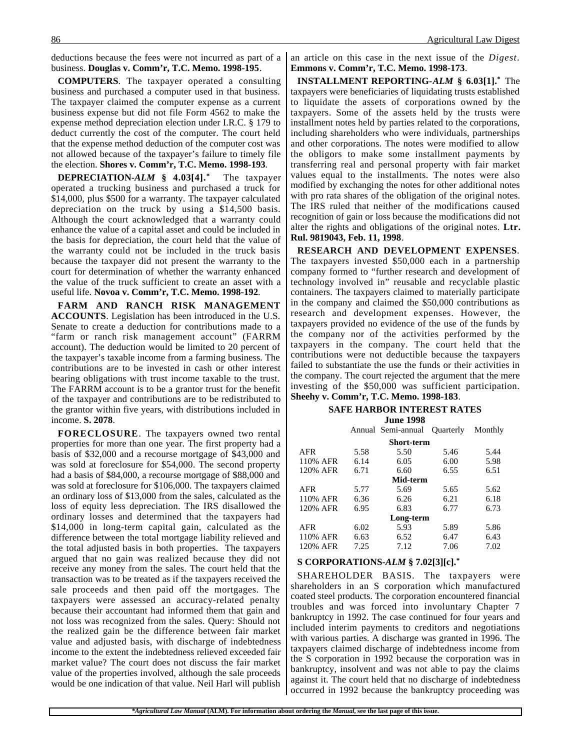deductions because the fees were not incurred as part of a business. **Douglas v. Comm'r, T.C. Memo. 1998-195**.

**COMPUTERS**. The taxpayer operated a consulting business and purchased a computer used in that business. The taxpayer claimed the computer expense as a current business expense but did not file Form 4562 to make the expense method depreciation election under I.R.C. § 179 to deduct currently the cost of the computer. The court held that the expense method deduction of the computer cost was not allowed because of the taxpayer's failure to timely file the election. **Shores v. Comm'r, T.C. Memo. 1998-193**.

**DEPRECIATION-*ALM* § 4.03[4].*** The taxpayer operated a trucking business and purchased a truck for $14,000, plus $500 for a warranty. The taxpayer calculated depreciation on the truck by using a $14,500 basis. Although the court acknowledged that a warranty could enhance the value of a capital asset and could be included in the basis for depreciation, the court held that the value of the warranty could not be included in the truck basis because the taxpayer did not present the warranty to the court for determination of whether the warranty enhanced the value of the truck sufficient to create an asset with a useful life. **Novoa v. Comm'r, T.C. Memo. 1998-192**.

**FARM AND RANCH RISK MANAGEMENT ACCOUNTS**. Legislation has been introduced in the U.S. Senate to create a deduction for contributions made to a "farm or ranch risk management account" (FARRM account). The deduction would be limited to 20 percent of the taxpayer's taxable income from a farming business. The contributions are to be invested in cash or other interest bearing obligations with trust income taxable to the trust. The FARRM account is to be a grantor trust for the benefit of the taxpayer and contributions are to be redistributed to the grantor within five years, with distributions included in income. **S. 2078**.

**FORECLOSURE**. The taxpayers owned two rental properties for more than one year. The first property had a basis of $32,000 and a recourse mortgage of $43,000 and was sold at foreclosure for $54,000. The second property had a basis of $84,000, a recourse mortgage of $88,000 and was sold at foreclosure for $106,000. The taxpayers claimed an ordinary loss of $13,000 from the sales, calculated as the loss of equity less depreciation. The IRS disallowed the ordinary losses and determined that the taxpayers had $14,000 in long-term capital gain, calculated as the difference between the total mortgage liability relieved and the total adjusted basis in both properties. The taxpayers argued that no gain was realized because they did not receive any money from the sales. The court held that the transaction was to be treated as if the taxpayers received the sale proceeds and then paid off the mortgages. The taxpayers were assessed an accuracy-related penalty because their accountant had informed them that gain and not loss was recognized from the sales. Query: Should not the realized gain be the difference between fair market value and adjusted basis, with discharge of indebtedness income to the extent the indebtedness relieved exceeded fair market value? The court does not discuss the fair market value of the properties involved, although the sale proceeds would be one indication of that value. Neil Harl will publish an article on this case in the next issue of the *Digest*. **Emmons v. Comm'r, T.C. Memo. 1998-173**.

**INSTALLMENT REPORTING-*ALM* § 6.03[1].*** The taxpayers were beneficiaries of liquidating trusts established to liquidate the assets of corporations owned by the taxpayers. Some of the assets held by the trusts were installment notes held by parties related to the corporations, including shareholders who were individuals, partnerships and other corporations. The notes were modified to allow the obligors to make some installment payments by transferring real and personal property with fair market values equal to the installments. The notes were also modified by exchanging the notes for other additional notes with pro rata shares of the obligation of the original notes. The IRS ruled that neither of the modifications caused recognition of gain or loss because the modifications did not alter the rights and obligations of the original notes. **Ltr. Rul. 9819043, Feb. 11, 1998**.

**RESEARCH AND DEVELOPMENT EXPENSES**. The taxpayers invested $50,000 each in a partnership company formed to "further research and development of technology involved in" reusable and recyclable plastic containers. The taxpayers claimed to materially participate in the company and claimed the $50,000 contributions as research and development expenses. However, the taxpayers provided no evidence of the use of the funds by the company nor of the activities performed by the taxpayers in the company. The court held that the contributions were not deductible because the taxpayers failed to substantiate the use the funds or their activities in the company. The court rejected the argument that the mere investing of the $50,000 was sufficient participation. **Sheehy v. Comm'r, T.C. Memo. 1998-183**.

**SAFE HARBOR INTEREST RATES**
**June 1998**

| | Annual | Semi-annual | Quarterly | Monthly |
|---|---|---|---|---|
| | | **Short-term** | | |
| AFR | 5.58 | 5.50 | 5.46 | 5.44 |
| 110% AFR | 6.14 | 6.05 | 6.00 | 5.98 |
| 120% AFR | 6.71 | 6.60 | 6.55 | 6.51 |
| | | **Mid-term** | | |
| AFR | 5.77 | 5.69 | 5.65 | 5.62 |
| 110% AFR | 6.36 | 6.26 | 6.21 | 6.18 |
| 120% AFR | 6.95 | 6.83 | 6.77 | 6.73 |
| | | **Long-term** | | |
| AFR | 6.02 | 5.93 | 5.89 | 5.86 |
| 110% AFR | 6.63 | 6.52 | 6.47 | 6.43 |
| 120% AFR | 7.25 | 7.12 | 7.06 | 7.02 |

**S CORPORATIONS-*ALM* § 7.02[3][c].***

SHAREHOLDER BASIS. The taxpayers were shareholders in an S corporation which manufactured coated steel products. The corporation encountered financial troubles and was forced into involuntary Chapter 7 bankruptcy in 1992. The case continued for four years and included interim payments to creditors and negotiations with various parties. A discharge was granted in 1996. The taxpayers claimed discharge of indebtedness income from the S corporation in 1992 because the corporation was in bankruptcy, insolvent and was not able to pay the claims against it. The court held that no discharge of indebtedness occurred in 1992 because the bankruptcy proceeding was

**\****Agricultural Law Manual* **(ALM). For information about ordering the** ***Manual*****, see the last page of this issue.**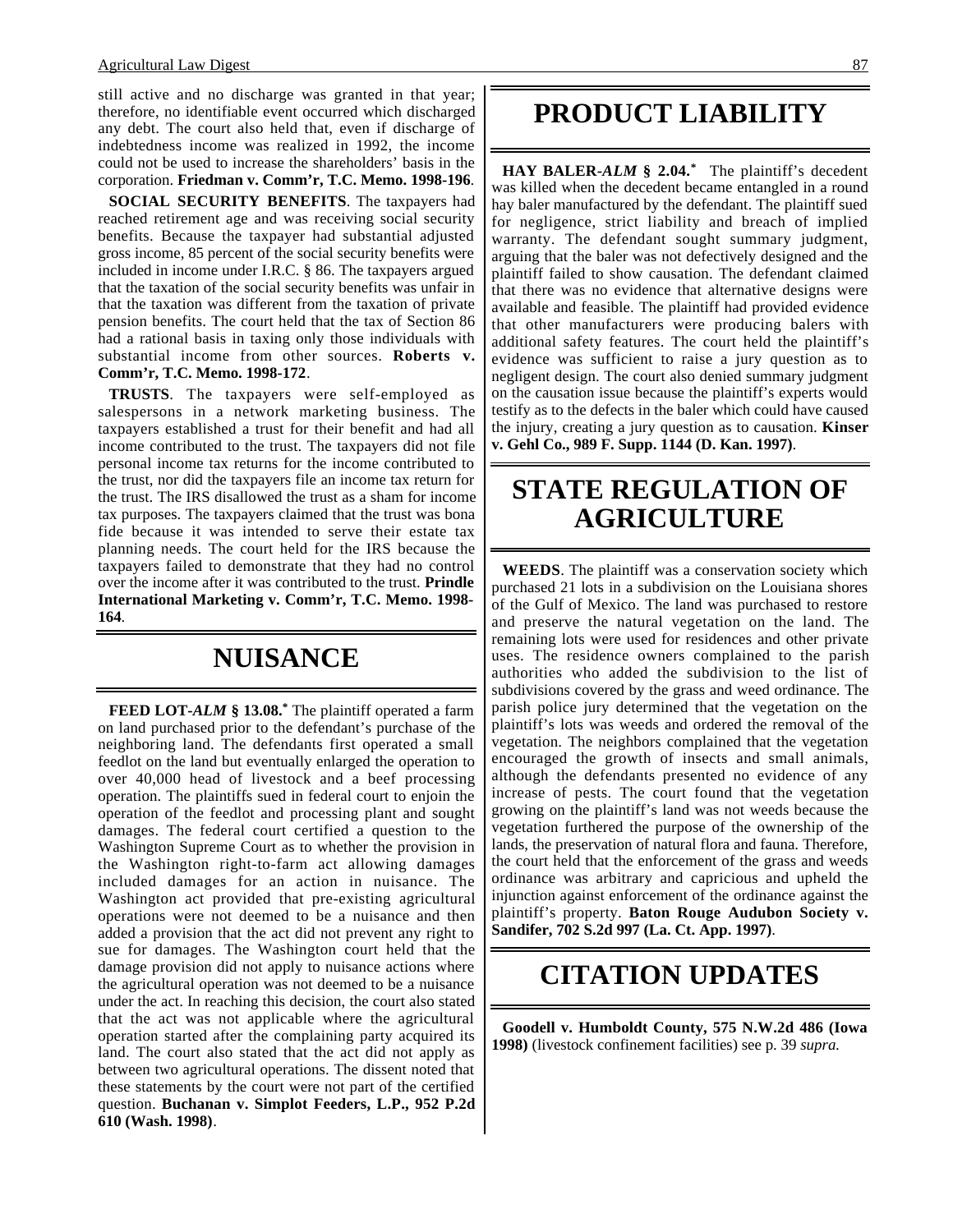still active and no discharge was granted in that year; therefore, no identifiable event occurred which discharged any debt. The court also held that, even if discharge of indebtedness income was realized in 1992, the income could not be used to increase the shareholders' basis in the corporation. **Friedman v. Comm'r, T.C. Memo. 1998-196**.

**SOCIAL SECURITY BENEFITS**. The taxpayers had reached retirement age and was receiving social security benefits. Because the taxpayer had substantial adjusted gross income, 85 percent of the social security benefits were included in income under I.R.C. § 86. The taxpayers argued that the taxation of the social security benefits was unfair in that the taxation was different from the taxation of private pension benefits. The court held that the tax of Section 86 had a rational basis in taxing only those individuals with substantial income from other sources. **Roberts v. Comm'r, T.C. Memo. 1998-172**.

**TRUSTS**. The taxpayers were self-employed as salespersons in a network marketing business. The taxpayers established a trust for their benefit and had all income contributed to the trust. The taxpayers did not file personal income tax returns for the income contributed to the trust, nor did the taxpayers file an income tax return for the trust. The IRS disallowed the trust as a sham for income tax purposes. The taxpayers claimed that the trust was bona fide because it was intended to serve their estate tax planning needs. The court held for the IRS because the taxpayers failed to demonstrate that they had no control over the income after it was contributed to the trust. **Prindle International Marketing v. Comm'r, T.C. Memo. 1998-164**.

# NUISANCE

**FEED LOT-*ALM* § 13.08.*** The plaintiff operated a farm on land purchased prior to the defendant's purchase of the neighboring land. The defendants first operated a small feedlot on the land but eventually enlarged the operation to over 40,000 head of livestock and a beef processing operation. The plaintiffs sued in federal court to enjoin the operation of the feedlot and processing plant and sought damages. The federal court certified a question to the Washington Supreme Court as to whether the provision in the Washington right-to-farm act allowing damages included damages for an action in nuisance. The Washington act provided that pre-existing agricultural operations were not deemed to be a nuisance and then added a provision that the act did not prevent any right to sue for damages. The Washington court held that the damage provision did not apply to nuisance actions where the agricultural operation was not deemed to be a nuisance under the act. In reaching this decision, the court also stated that the act was not applicable where the agricultural operation started after the complaining party acquired its land. The court also stated that the act did not apply as between two agricultural operations. The dissent noted that these statements by the court were not part of the certified question. **Buchanan v. Simplot Feeders, L.P., 952 P.2d 610 (Wash. 1998)**.

# PRODUCT LIABILITY

**HAY BALER-*ALM* § 2.04.*** The plaintiff's decedent was killed when the decedent became entangled in a round hay baler manufactured by the defendant. The plaintiff sued for negligence, strict liability and breach of implied warranty. The defendant sought summary judgment, arguing that the baler was not defectively designed and the plaintiff failed to show causation. The defendant claimed that there was no evidence that alternative designs were available and feasible. The plaintiff had provided evidence that other manufacturers were producing balers with additional safety features. The court held the plaintiff's evidence was sufficient to raise a jury question as to negligent design. The court also denied summary judgment on the causation issue because the plaintiff's experts would testify as to the defects in the baler which could have caused the injury, creating a jury question as to causation. **Kinser v. Gehl Co., 989 F. Supp. 1144 (D. Kan. 1997)**.

# STATE REGULATION OF AGRICULTURE

**WEEDS**. The plaintiff was a conservation society which purchased 21 lots in a subdivision on the Louisiana shores of the Gulf of Mexico. The land was purchased to restore and preserve the natural vegetation on the land. The remaining lots were used for residences and other private uses. The residence owners complained to the parish authorities who added the subdivision to the list of subdivisions covered by the grass and weed ordinance. The parish police jury determined that the vegetation on the plaintiff's lots was weeds and ordered the removal of the vegetation. The neighbors complained that the vegetation encouraged the growth of insects and small animals, although the defendants presented no evidence of any increase of pests. The court found that the vegetation growing on the plaintiff's land was not weeds because the vegetation furthered the purpose of the ownership of the lands, the preservation of natural flora and fauna. Therefore, the court held that the enforcement of the grass and weeds ordinance was arbitrary and capricious and upheld the injunction against enforcement of the ordinance against the plaintiff's property. **Baton Rouge Audubon Society v. Sandifer, 702 S.2d 997 (La. Ct. App. 1997)**.

# CITATION UPDATES

**Goodell v. Humboldt County, 575 N.W.2d 486 (Iowa 1998)** (livestock confinement facilities) see p. 39 *supra.*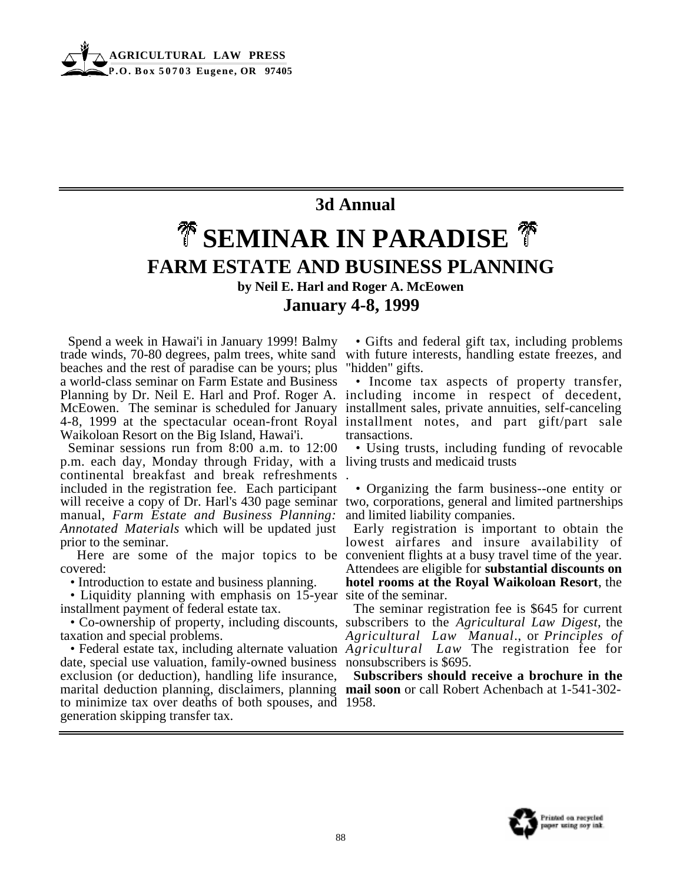**AGRICULTURAL LAW PRESS**
**P.O. Box 50703 Eugene, OR 97405**

## 3d Annual

# SEMINAR IN PARADISE

## FARM ESTATE AND BUSINESS PLANNING

**by Neil E. Harl and Roger A. McEowen**

**January 4-8, 1999**

Spend a week in Hawai'i in January 1999! Balmy trade winds, 70-80 degrees, palm trees, white sand beaches and the rest of paradise can be yours; plus a world-class seminar on Farm Estate and Business Planning by Dr. Neil E. Harl and Prof. Roger A. McEowen. The seminar is scheduled for January 4-8, 1999 at the spectacular ocean-front Royal Waikoloan Resort on the Big Island, Hawai'i.

Seminar sessions run from 8:00 a.m. to 12:00 p.m. each day, Monday through Friday, with a continental breakfast and break refreshments included in the registration fee. Each participant will receive a copy of Dr. Harl's 430 page seminar manual, *Farm Estate and Business Planning: Annotated Materials* which will be updated just prior to the seminar.

Here are some of the major topics to be covered:

- Introduction to estate and business planning.
- Liquidity planning with emphasis on 15-year installment payment of federal estate tax.
- Co-ownership of property, including discounts, taxation and special problems.
- Federal estate tax, including alternate valuation date, special use valuation, family-owned business exclusion (or deduction), handling life insurance, marital deduction planning, disclaimers, planning to minimize tax over deaths of both spouses, and generation skipping transfer tax.
- Gifts and federal gift tax, including problems with future interests, handling estate freezes, and "hidden" gifts.
- Income tax aspects of property transfer, including income in respect of decedent, installment sales, private annuities, self-canceling installment notes, and part gift/part sale transactions.
- Using trusts, including funding of revocable living trusts and medicaid trusts
.
- Organizing the farm business--one entity or two, corporations, general and limited partnerships and limited liability companies.

Early registration is important to obtain the lowest airfares and insure availability of convenient flights at a busy travel time of the year. Attendees are eligible for **substantial discounts on hotel rooms at the Royal Waikoloan Resort**, the site of the seminar.

The seminar registration fee is $645 for current subscribers to the *Agricultural Law Digest*, the *Agricultural Law Manual*., or *Principles of Agricultural Law* The registration fee for nonsubscribers is $695.

**Subscribers should receive a brochure in the mail soon** or call Robert Achenbach at 1-541-302-1958.

Printed on recycled paper using soy ink.